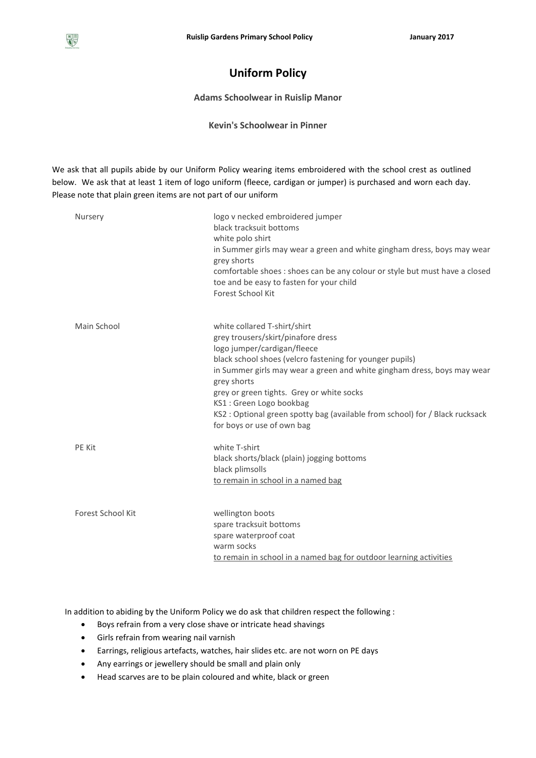# Uniform Policy

**Adams Schoolwear in Ruislip Manor**

**Kevin's Schoolwear in Pinner**

We ask that all pupils abide by our Uniform Policy wearing items embroidered with the school crest as outlined below. We ask that at least 1 item of logo uniform (fleece, cardigan or jumper) is purchased and worn each day. Please note that plain green items are not part of our uniform

| | |
|---|---|
| Nursery | logo v necked embroidered jumper<br>black tracksuit bottoms<br>white polo shirt<br>in Summer girls may wear a green and white gingham dress, boys may wear grey shorts<br>comfortable shoes : shoes can be any colour or style but must have a closed toe and be easy to fasten for your child<br>Forest School Kit |
| Main School | white collared T-shirt/shirt<br>grey trousers/skirt/pinafore dress<br>logo jumper/cardigan/fleece<br>black school shoes (velcro fastening for younger pupils)<br>in Summer girls may wear a green and white gingham dress, boys may wear grey shorts<br>grey or green tights. Grey or white socks<br>KS1 : Green Logo bookbag<br>KS2 : Optional green spotty bag (available from school) for / Black rucksack for boys or use of own bag |
| PE Kit | white T-shirt<br>black shorts/black (plain) jogging bottoms<br>black plimsolls<br><u>to remain in school in a named bag</u> |
| Forest School Kit | wellington boots<br>spare tracksuit bottoms<br>spare waterproof coat<br>warm socks<br><u>to remain in school in a named bag for outdoor learning activities</u> |

In addition to abiding by the Uniform Policy we do ask that children respect the following :

- Boys refrain from a very close shave or intricate head shavings
- Girls refrain from wearing nail varnish
- Earrings, religious artefacts, watches, hair slides etc. are not worn on PE days
- Any earrings or jewellery should be small and plain only
- Head scarves are to be plain coloured and white, black or green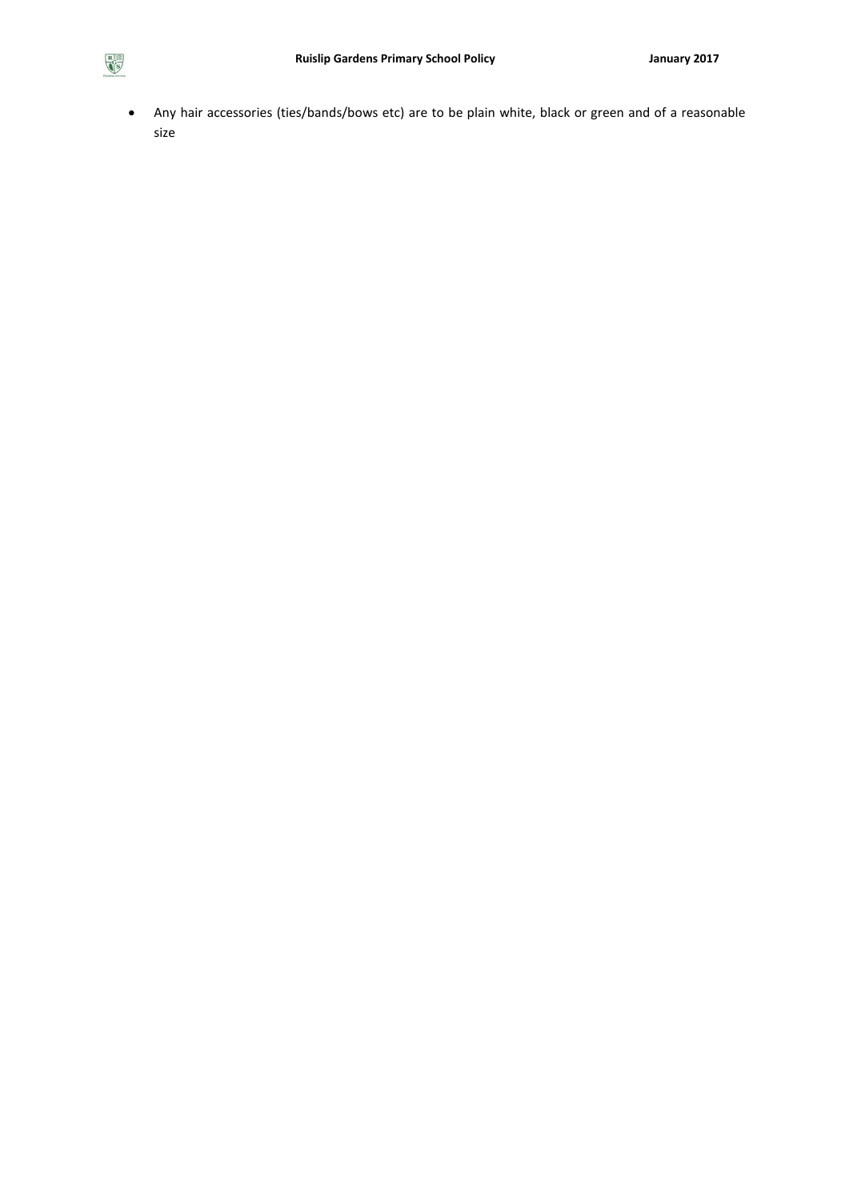- Any hair accessories (ties/bands/bows etc) are to be plain white, black or green and of a reasonable size